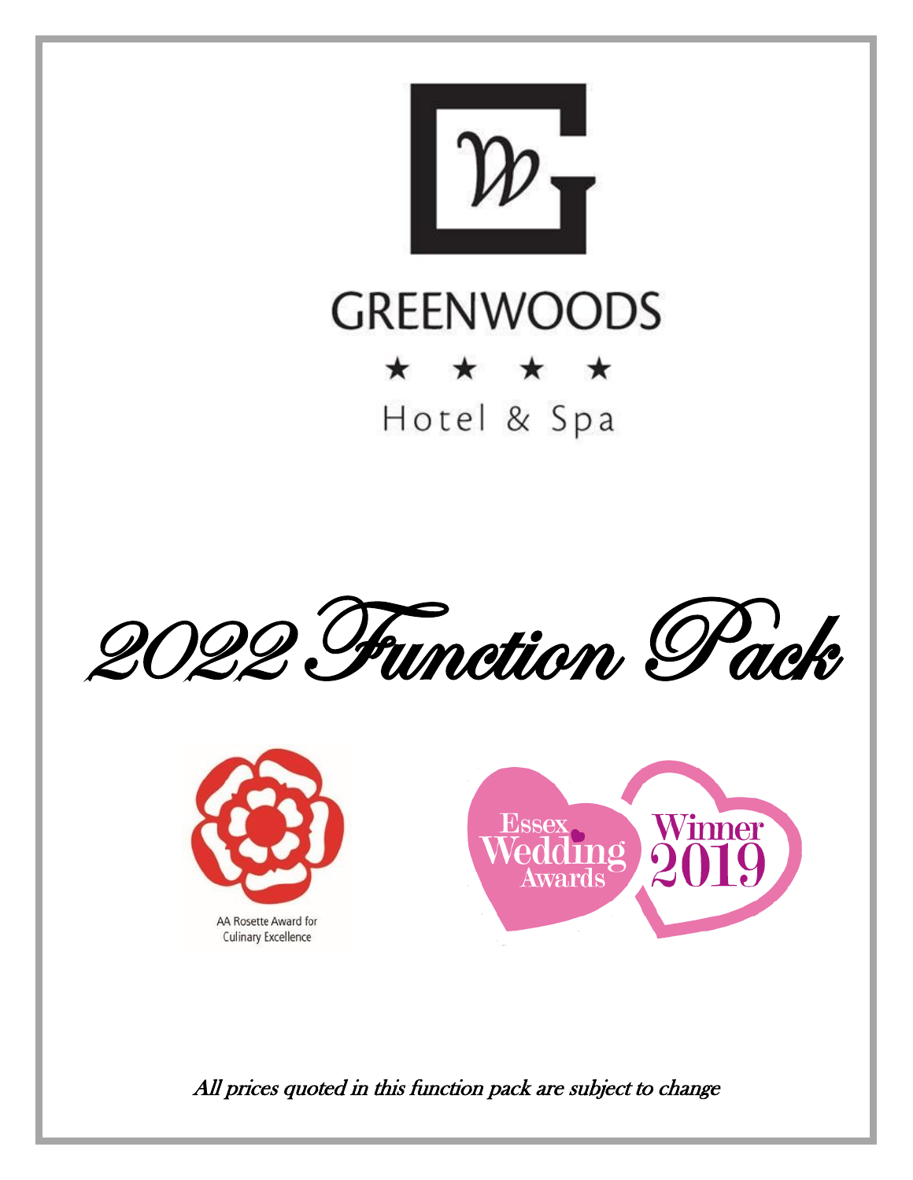# GREENWOODS

★ ★ ★ ★

Hotel & Spa

# *2022 Function Pack*

AA Rosette Award for Culinary Excellence

Essex Wedding Awards Winner 2019

*All prices quoted in this function pack are subject to change*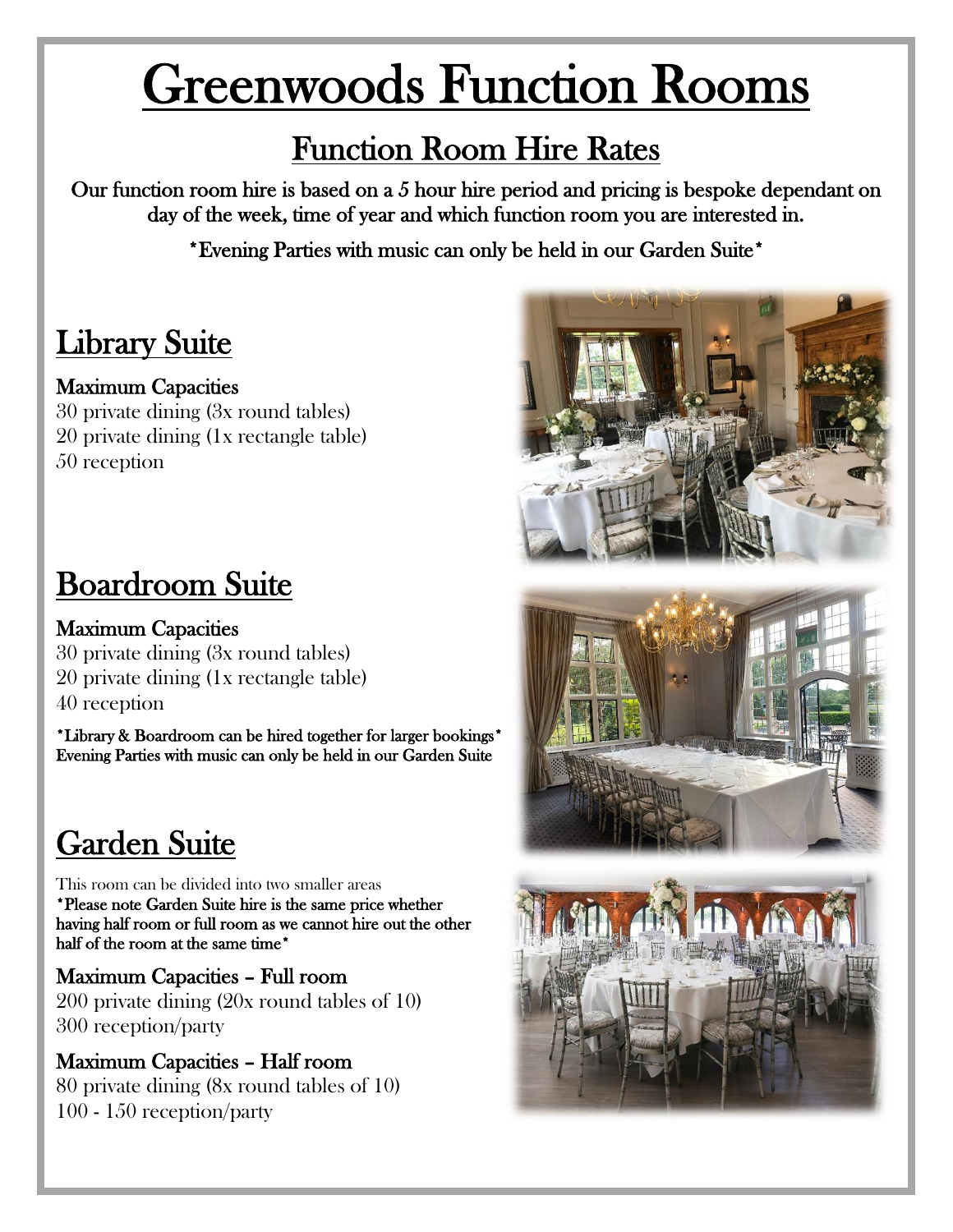# Greenwoods Function Rooms

## Function Room Hire Rates

Our function room hire is based on a 5 hour hire period and pricing is bespoke dependant on day of the week, time of year and which function room you are interested in.

**\*Evening Parties with music can only be held in our Garden Suite\***

## Library Suite

**Maximum Capacities**

30 private dining (3x round tables)
20 private dining (1x rectangle table)
50 reception

## Boardroom Suite

**Maximum Capacities**

30 private dining (3x round tables)
20 private dining (1x rectangle table)
40 reception

**\*Library & Boardroom can be hired together for larger bookings\***
**Evening Parties with music can only be held in our Garden Suite**

## Garden Suite

This room can be divided into two smaller areas
**\*Please note Garden Suite hire is the same price whether having half room or full room as we cannot hire out the other half of the room at the same time\***

**Maximum Capacities – Full room**

200 private dining (20x round tables of 10)
300 reception/party

**Maximum Capacities – Half room**

80 private dining (8x round tables of 10)
100 - 150 reception/party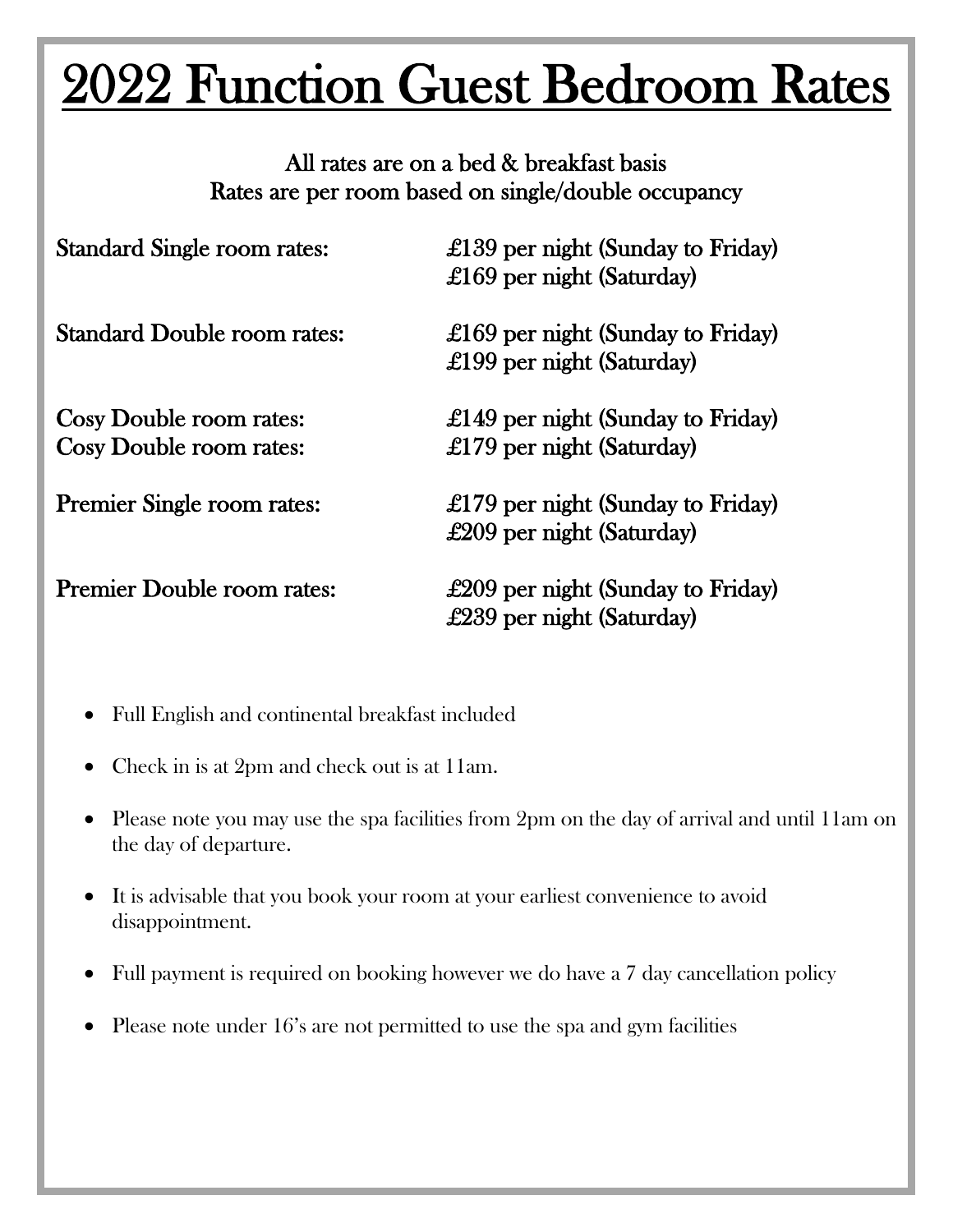# 2022 Function Guest Bedroom Rates

**All rates are on a bed & breakfast basis**
**Rates are per room based on single/double occupancy**

| | |
|---|---|
| Standard Single room rates: | £139 per night (Sunday to Friday) |
| | £169 per night (Saturday) |
| Standard Double room rates: | £169 per night (Sunday to Friday) |
| | £199 per night (Saturday) |
| Cosy Double room rates: | £149 per night (Sunday to Friday) |
| Cosy Double room rates: | £179 per night (Saturday) |
| Premier Single room rates: | £179 per night (Sunday to Friday) |
| | £209 per night (Saturday) |
| Premier Double room rates: | £209 per night (Sunday to Friday) |
| | £239 per night (Saturday) |

- Full English and continental breakfast included
- Check in is at 2pm and check out is at 11am.
- Please note you may use the spa facilities from 2pm on the day of arrival and until 11am on the day of departure.
- It is advisable that you book your room at your earliest convenience to avoid disappointment.
- Full payment is required on booking however we do have a 7 day cancellation policy
- Please note under 16's are not permitted to use the spa and gym facilities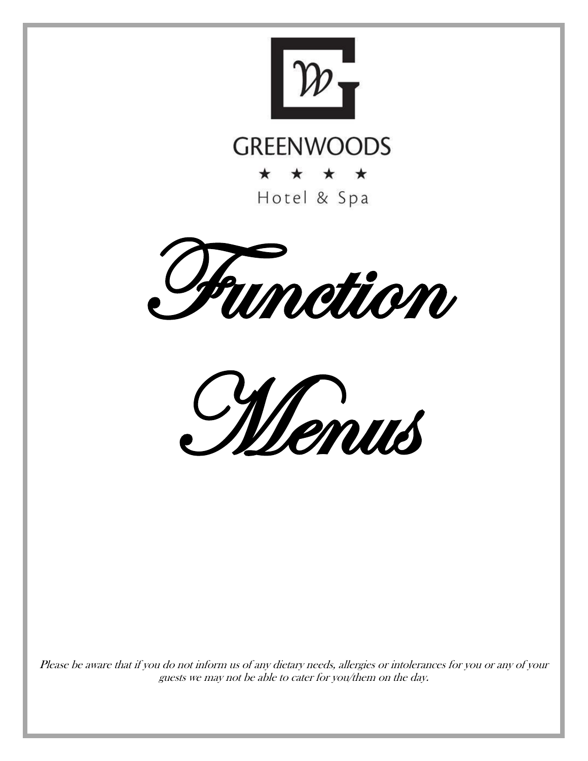GREENWOODS

★ ★ ★ ★

Hotel & Spa

# Function Menus

*Please be aware that if you do not inform us of any dietary needs, allergies or intolerances for you or any of your guests we may not be able to cater for you/them on the day.*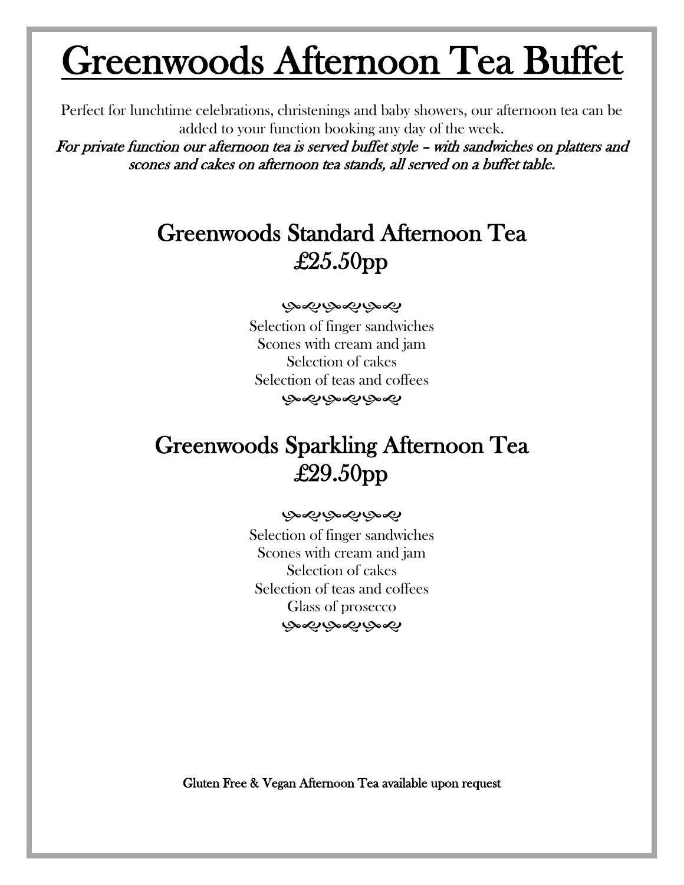# Greenwoods Afternoon Tea Buffet

Perfect for lunchtime celebrations, christenings and baby showers, our afternoon tea can be added to your function booking any day of the week.

*For private function our afternoon tea is served buffet style – with sandwiches on platters and scones and cakes on afternoon tea stands, all served on a buffet table.*

## Greenwoods Standard Afternoon Tea
## £25.50pp

Selection of finger sandwiches
Scones with cream and jam
Selection of cakes
Selection of teas and coffees

## Greenwoods Sparkling Afternoon Tea
## £29.50pp

Selection of finger sandwiches
Scones with cream and jam
Selection of cakes
Selection of teas and coffees
Glass of prosecco

Gluten Free & Vegan Afternoon Tea available upon request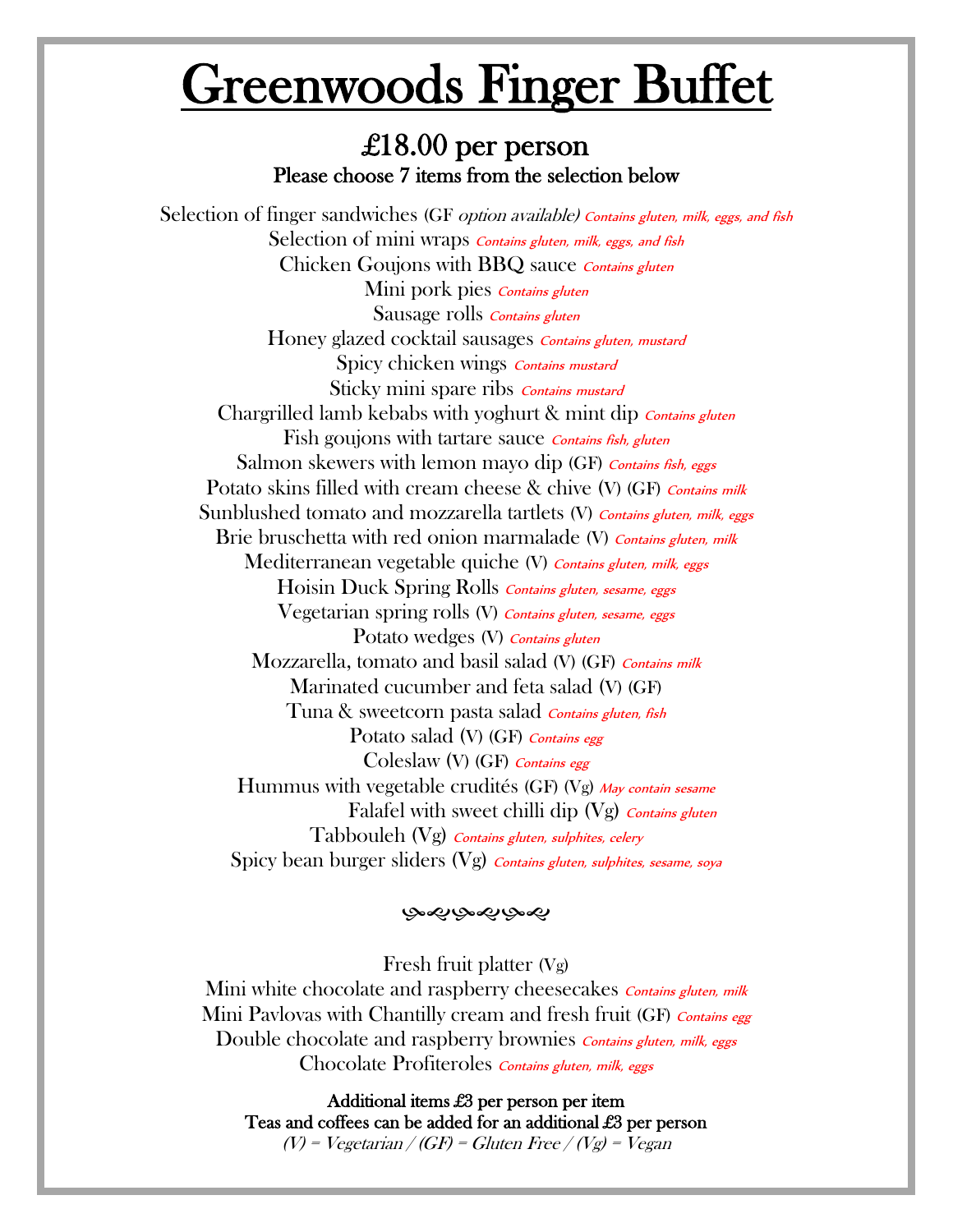# Greenwoods Finger Buffet

## £18.00 per person

**Please choose 7 items from the selection below**

Selection of finger sandwiches (GF *option available)* *Contains gluten, milk, eggs, and fish*

Selection of mini wraps *Contains gluten, milk, eggs, and fish*

Chicken Goujons with BBQ sauce *Contains gluten*

Mini pork pies *Contains gluten*

Sausage rolls *Contains gluten*

Honey glazed cocktail sausages *Contains gluten, mustard*

Spicy chicken wings *Contains mustard*

Sticky mini spare ribs *Contains mustard*

Chargrilled lamb kebabs with yoghurt & mint dip *Contains gluten*

Fish goujons with tartare sauce *Contains fish, gluten*

Salmon skewers with lemon mayo dip (GF) *Contains fish, eggs*

Potato skins filled with cream cheese & chive (V) (GF) *Contains milk*

Sunblushed tomato and mozzarella tartlets (V) *Contains gluten, milk, eggs*

Brie bruschetta with red onion marmalade (V) *Contains gluten, milk*

Mediterranean vegetable quiche (V) *Contains gluten, milk, eggs*

Hoisin Duck Spring Rolls *Contains gluten, sesame, eggs*

Vegetarian spring rolls (V) *Contains gluten, sesame, eggs*

Potato wedges (V) *Contains gluten*

Mozzarella, tomato and basil salad (V) (GF) *Contains milk*

Marinated cucumber and feta salad (V) (GF)

Tuna & sweetcorn pasta salad *Contains gluten, fish*

Potato salad (V) (GF) *Contains egg*

Coleslaw (V) (GF) *Contains egg*

Hummus with vegetable crudités (GF) (Vg) *May contain sesame*

Falafel with sweet chilli dip (Vg) *Contains gluten*

Tabbouleh (Vg) *Contains gluten, sulphites, celery*

Spicy bean burger sliders (Vg) *Contains gluten, sulphites, sesame, soya*

---

Fresh fruit platter (Vg)

Mini white chocolate and raspberry cheesecakes *Contains gluten, milk*

Mini Pavlovas with Chantilly cream and fresh fruit (GF) *Contains egg*

Double chocolate and raspberry brownies *Contains gluten, milk, eggs*

Chocolate Profiteroles *Contains gluten, milk, eggs*

**Additional items £3 per person per item**

**Teas and coffees can be added for an additional £3 per person**

*(V) = Vegetarian / (GF) = Gluten Free / (Vg) = Vegan*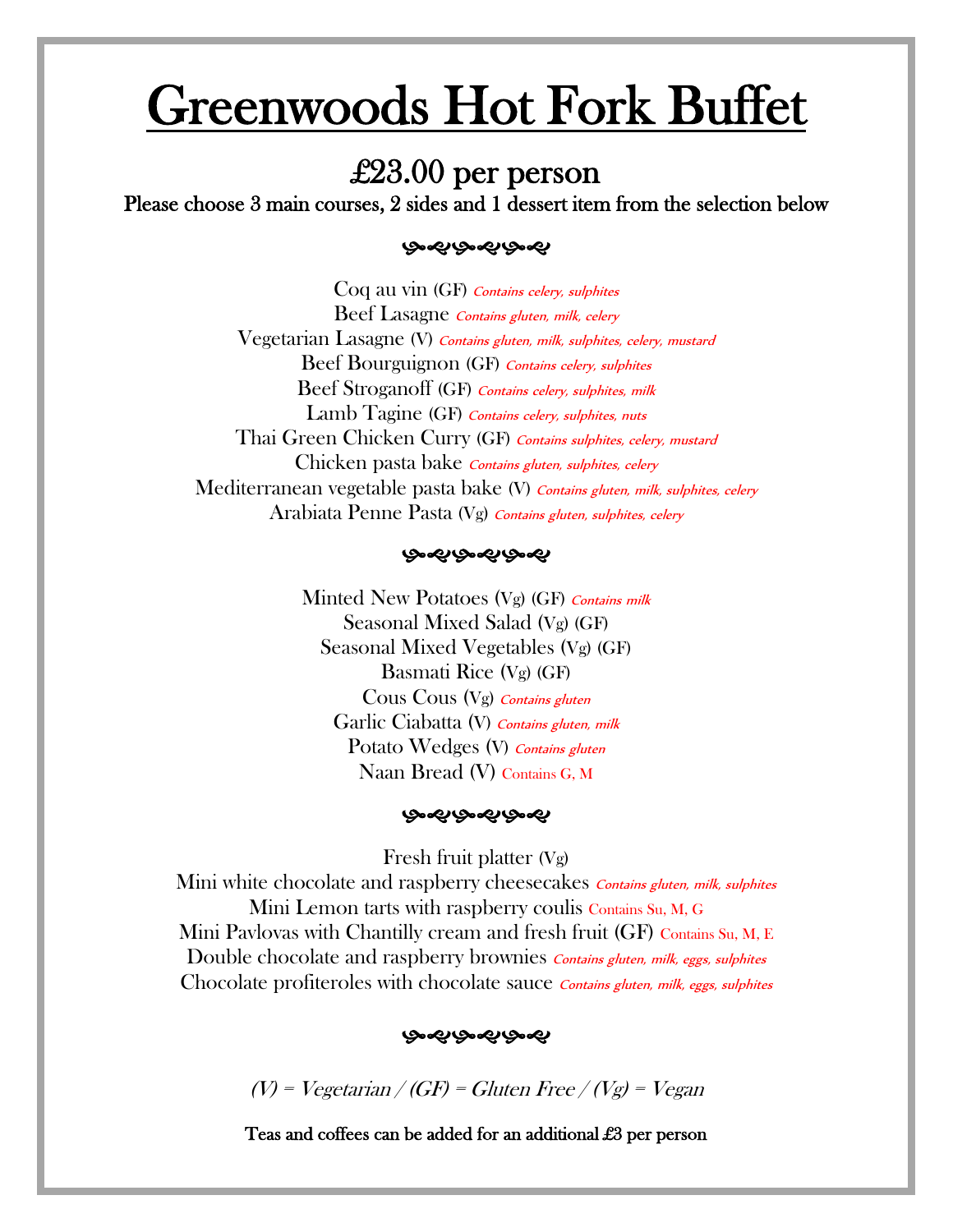# Greenwoods Hot Fork Buffet

## £23.00 per person

**Please choose 3 main courses, 2 sides and 1 dessert item from the selection below**

Coq au vin (GF) *Contains celery, sulphites*
Beef Lasagne *Contains gluten, milk, celery*
Vegetarian Lasagne (V) *Contains gluten, milk, sulphites, celery, mustard*
Beef Bourguignon (GF) *Contains celery, sulphites*
Beef Stroganoff (GF) *Contains celery, sulphites, milk*
Lamb Tagine (GF) *Contains celery, sulphites, nuts*
Thai Green Chicken Curry (GF) *Contains sulphites, celery, mustard*
Chicken pasta bake *Contains gluten, sulphites, celery*
Mediterranean vegetable pasta bake (V) *Contains gluten, milk, sulphites, celery*
Arabiata Penne Pasta (Vg) *Contains gluten, sulphites, celery*

Minted New Potatoes (Vg) (GF) *Contains milk*
Seasonal Mixed Salad (Vg) (GF)
Seasonal Mixed Vegetables (Vg) (GF)
Basmati Rice (Vg) (GF)
Cous Cous (Vg) *Contains gluten*
Garlic Ciabatta (V) *Contains gluten, milk*
Potato Wedges (V) *Contains gluten*
Naan Bread (V) Contains G, M

Fresh fruit platter (Vg)
Mini white chocolate and raspberry cheesecakes *Contains gluten, milk, sulphites*
Mini Lemon tarts with raspberry coulis Contains Su, M, G
Mini Pavlovas with Chantilly cream and fresh fruit (GF) Contains Su, M, E
Double chocolate and raspberry brownies *Contains gluten, milk, eggs, sulphites*
Chocolate profiteroles with chocolate sauce *Contains gluten, milk, eggs, sulphites*

*(V) = Vegetarian / (GF) = Gluten Free / (Vg) = Vegan*

**Teas and coffees can be added for an additional £3 per person**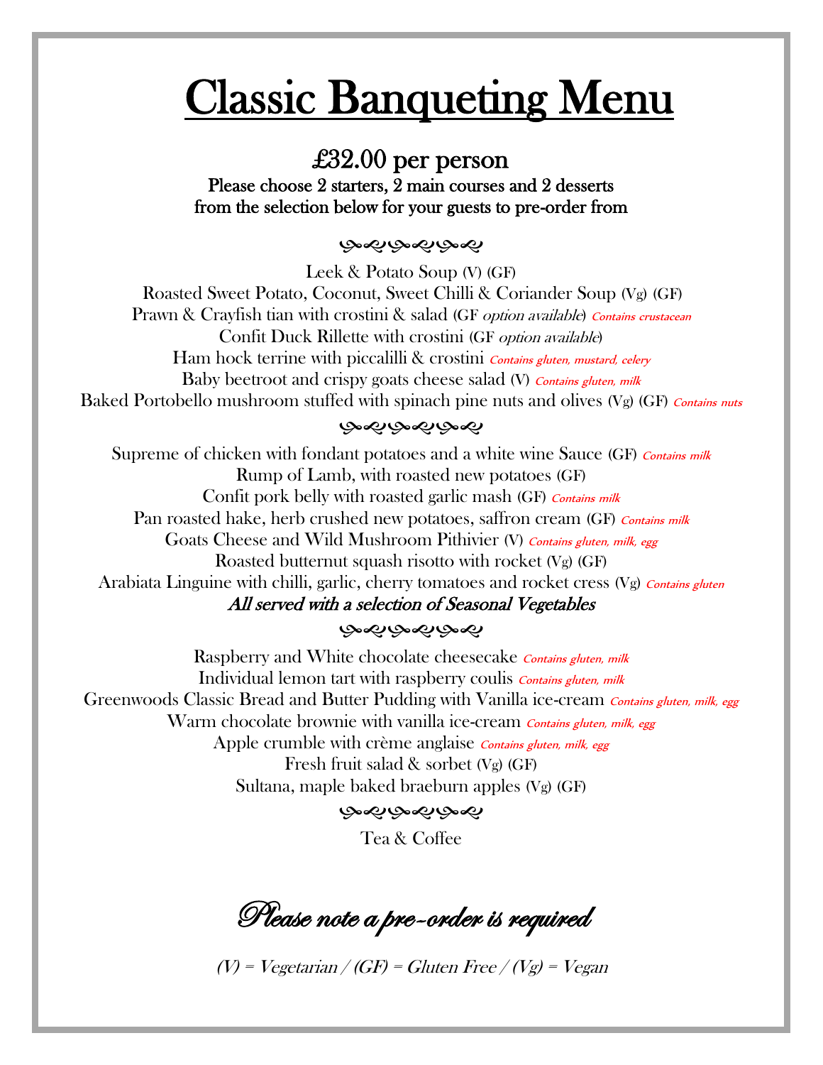# Classic Banqueting Menu

## £32.00 per person

**Please choose 2 starters, 2 main courses and 2 desserts from the selection below for your guests to pre-order from**

---

Leek & Potato Soup (V) (GF)

Roasted Sweet Potato, Coconut, Sweet Chilli & Coriander Soup (Vg) (GF)

Prawn & Crayfish tian with crostini & salad (GF *option available*) *Contains crustacean*

Confit Duck Rillette with crostini (GF *option available*)

Ham hock terrine with piccalilli & crostini *Contains gluten, mustard, celery*

Baby beetroot and crispy goats cheese salad (V) *Contains gluten, milk*

Baked Portobello mushroom stuffed with spinach pine nuts and olives (Vg) (GF) *Contains nuts*

---

Supreme of chicken with fondant potatoes and a white wine Sauce (GF) *Contains milk*

Rump of Lamb, with roasted new potatoes (GF)

Confit pork belly with roasted garlic mash (GF) *Contains milk*

Pan roasted hake, herb crushed new potatoes, saffron cream (GF) *Contains milk*

Goats Cheese and Wild Mushroom Pithivier (V) *Contains gluten, milk, egg*

Roasted butternut squash risotto with rocket (Vg) (GF)

Arabiata Linguine with chilli, garlic, cherry tomatoes and rocket cress (Vg) *Contains gluten*

*All served with a selection of Seasonal Vegetables*

---

Raspberry and White chocolate cheesecake *Contains gluten, milk*

Individual lemon tart with raspberry coulis *Contains gluten, milk*

Greenwoods Classic Bread and Butter Pudding with Vanilla ice-cream *Contains gluten, milk, egg*

Warm chocolate brownie with vanilla ice-cream *Contains gluten, milk, egg*

Apple crumble with crème anglaise *Contains gluten, milk, egg*

Fresh fruit salad & sorbet (Vg) (GF)

Sultana, maple baked braeburn apples (Vg) (GF)

---

Tea & Coffee

*Please note a pre-order is required*

*(V) = Vegetarian / (GF) = Gluten Free / (Vg) = Vegan*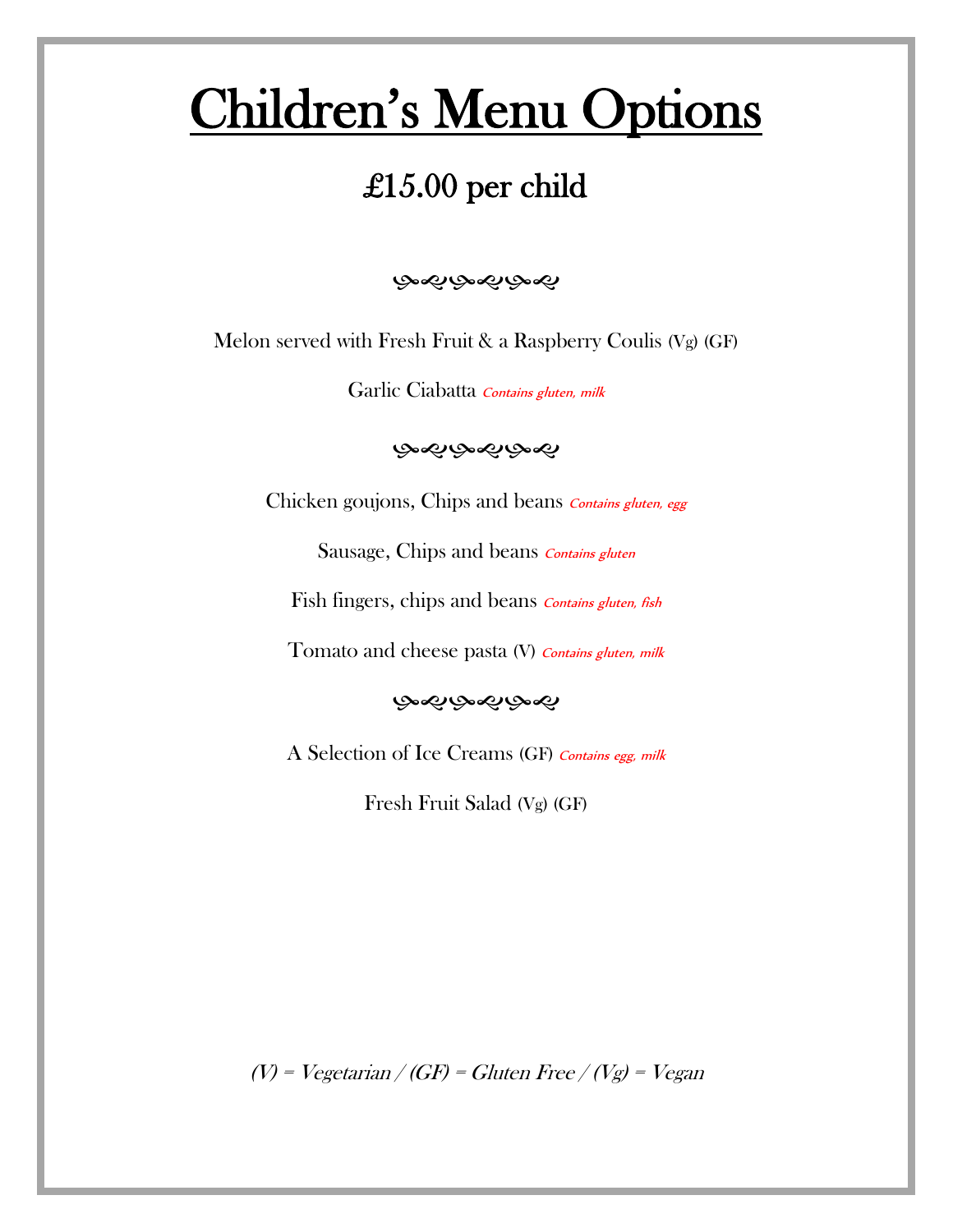# Children's Menu Options

## £15.00 per child

Melon served with Fresh Fruit & a Raspberry Coulis (Vg) (GF)

Garlic Ciabatta *Contains gluten, milk*

Chicken goujons, Chips and beans *Contains gluten, egg*

Sausage, Chips and beans *Contains gluten*

Fish fingers, chips and beans *Contains gluten, fish*

Tomato and cheese pasta (V) *Contains gluten, milk*

A Selection of Ice Creams (GF) *Contains egg, milk*

Fresh Fruit Salad (Vg) (GF)

*(V) = Vegetarian / (GF) = Gluten Free / (Vg) = Vegan*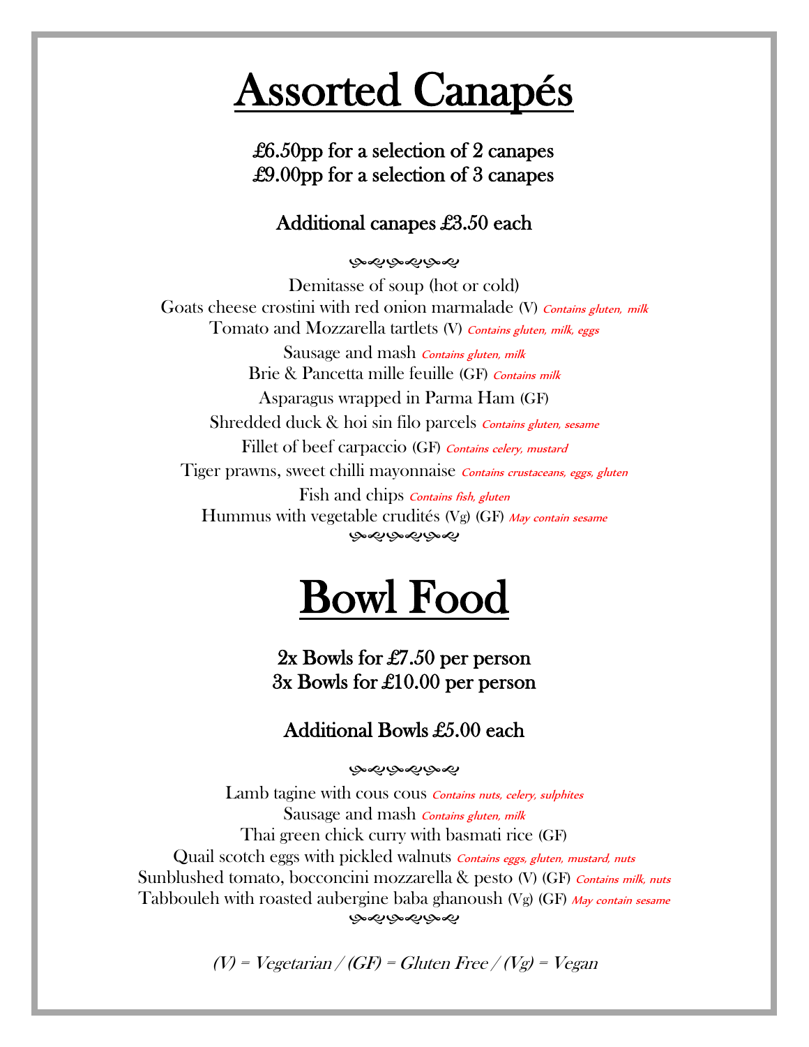# Assorted Canapés

**£6.50pp for a selection of 2 canapes**
**£9.00pp for a selection of 3 canapes**

**Additional canapes £3.50 each**

Demitasse of soup (hot or cold)
Goats cheese crostini with red onion marmalade (V) *Contains gluten, milk*
Tomato and Mozzarella tartlets (V) *Contains gluten, milk, eggs*
Sausage and mash *Contains gluten, milk*
Brie & Pancetta mille feuille (GF) *Contains milk*
Asparagus wrapped in Parma Ham (GF)
Shredded duck & hoi sin filo parcels *Contains gluten, sesame*
Fillet of beef carpaccio (GF) *Contains celery, mustard*
Tiger prawns, sweet chilli mayonnaise *Contains crustaceans, eggs, gluten*
Fish and chips *Contains fish, gluten*
Hummus with vegetable crudités (Vg) (GF) *May contain sesame*

# Bowl Food

**2x Bowls for £7.50 per person**
**3x Bowls for £10.00 per person**

**Additional Bowls £5.00 each**

Lamb tagine with cous cous *Contains nuts, celery, sulphites*
Sausage and mash *Contains gluten, milk*
Thai green chick curry with basmati rice (GF)
Quail scotch eggs with pickled walnuts *Contains eggs, gluten, mustard, nuts*
Sunblushed tomato, bocconcini mozzarella & pesto (V) (GF) *Contains milk, nuts*
Tabbouleh with roasted aubergine baba ghanoush (Vg) (GF) *May contain sesame*

*(V) = Vegetarian / (GF) = Gluten Free / (Vg) = Vegan*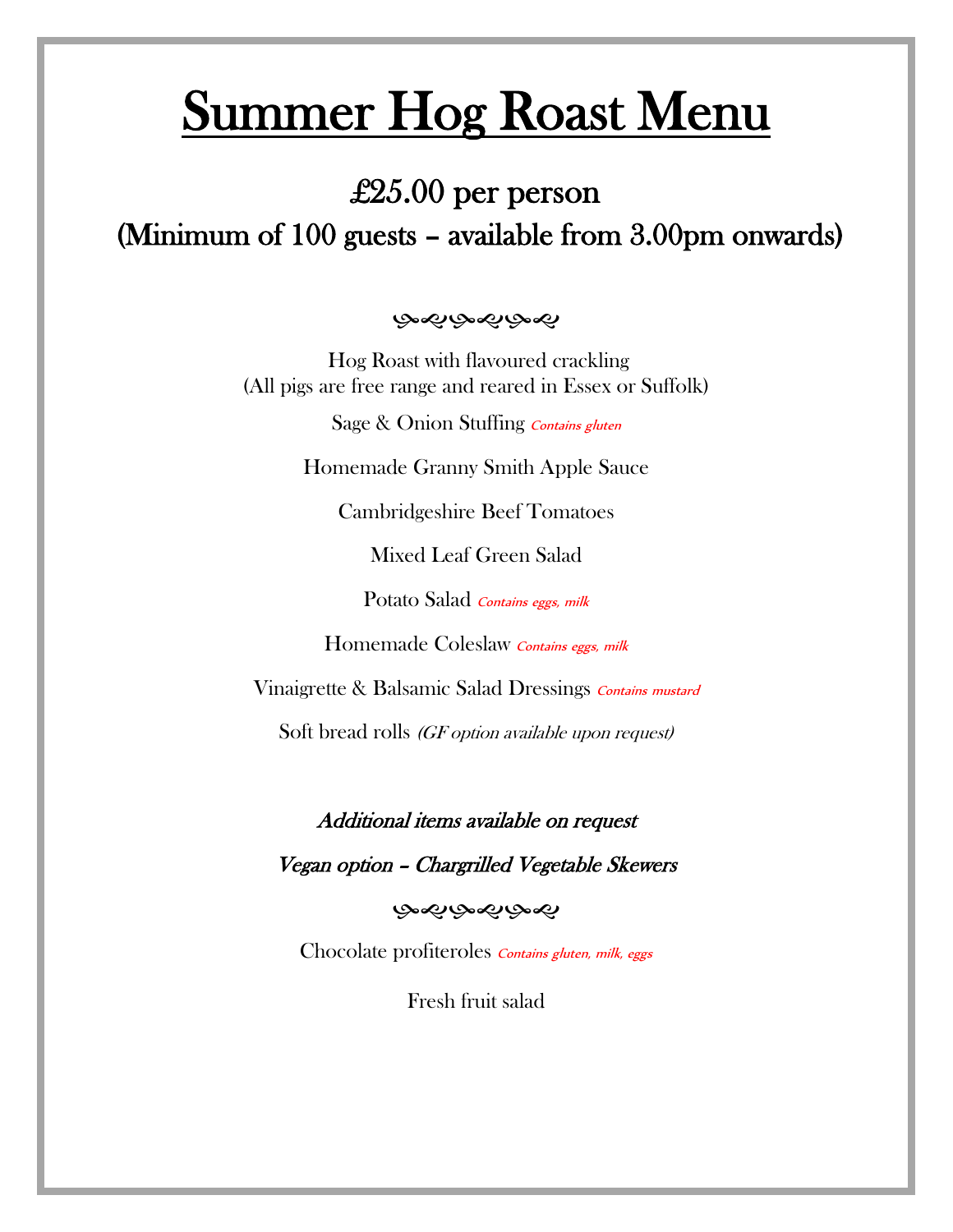# Summer Hog Roast Menu

## £25.00 per person
## (Minimum of 100 guests – available from 3.00pm onwards)

Hog Roast with flavoured crackling
(All pigs are free range and reared in Essex or Suffolk)

Sage & Onion Stuffing *Contains gluten*

Homemade Granny Smith Apple Sauce

Cambridgeshire Beef Tomatoes

Mixed Leaf Green Salad

Potato Salad *Contains eggs, milk*

Homemade Coleslaw *Contains eggs, milk*

Vinaigrette & Balsamic Salad Dressings *Contains mustard*

Soft bread rolls *(GF option available upon request)*

*Additional items available on request*

*Vegan option – Chargrilled Vegetable Skewers*

Chocolate profiteroles *Contains gluten, milk, eggs*

Fresh fruit salad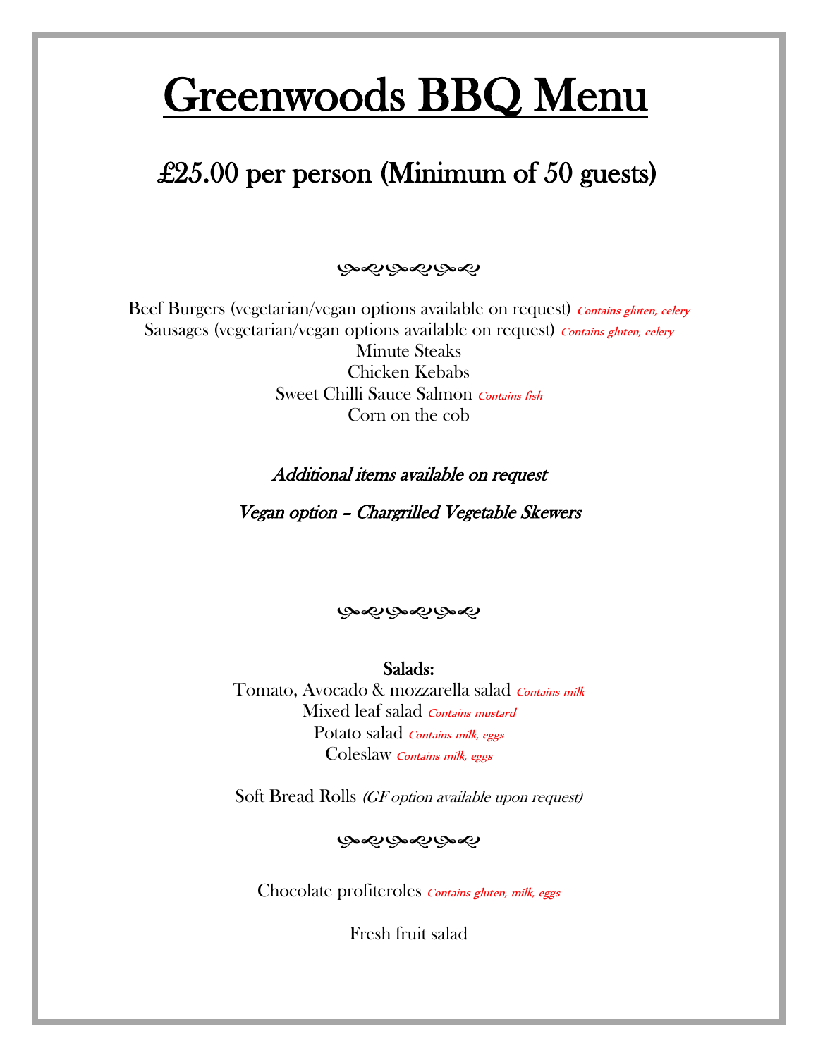# Greenwoods BBQ Menu

## £25.00 per person (Minimum of 50 guests)

Beef Burgers (vegetarian/vegan options available on request) *Contains gluten, celery*
Sausages (vegetarian/vegan options available on request) *Contains gluten, celery*
Minute Steaks
Chicken Kebabs
Sweet Chilli Sauce Salmon *Contains fish*
Corn on the cob

*Additional items available on request*

*Vegan option – Chargrilled Vegetable Skewers*

**Salads:**
Tomato, Avocado & mozzarella salad *Contains milk*
Mixed leaf salad *Contains mustard*
Potato salad *Contains milk, eggs*
Coleslaw *Contains milk, eggs*

Soft Bread Rolls *(GF option available upon request)*

Chocolate profiteroles *Contains gluten, milk, eggs*

Fresh fruit salad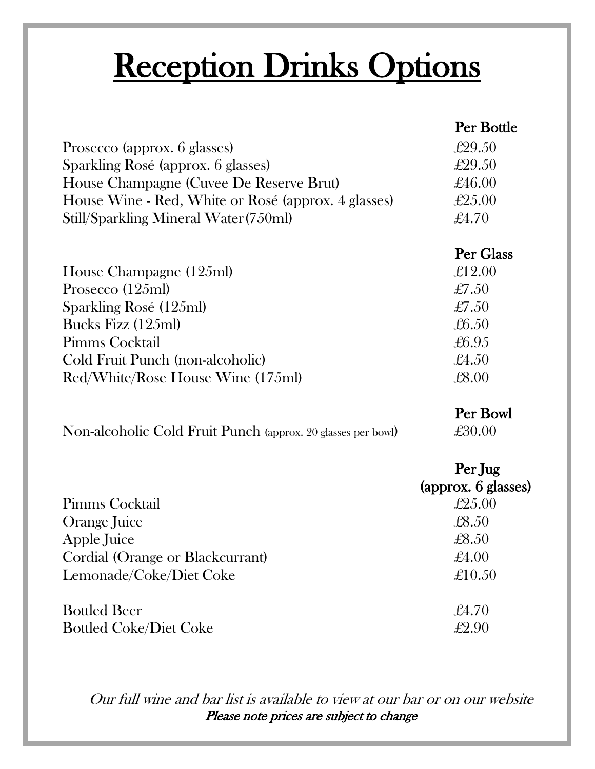# Reception Drinks Options

| | Per Bottle |
|---|---|
| Prosecco (approx. 6 glasses) | £29.50 |
| Sparkling Rosé (approx. 6 glasses) | £29.50 |
| House Champagne (Cuvee De Reserve Brut) | £46.00 |
| House Wine - Red, White or Rosé (approx. 4 glasses) | £25.00 |
| Still/Sparkling Mineral Water (750ml) | £4.70 |
| | **Per Glass** |
| House Champagne (125ml) | £12.00 |
| Prosecco (125ml) | £7.50 |
| Sparkling Rosé (125ml) | £7.50 |
| Bucks Fizz (125ml) | £6.50 |
| Pimms Cocktail | £6.95 |
| Cold Fruit Punch (non-alcoholic) | £4.50 |
| Red/White/Rose House Wine (175ml) | £8.00 |
| | **Per Bowl** |
| Non-alcoholic Cold Fruit Punch (approx. 20 glasses per bowl) | £30.00 |
| | **Per Jug (approx. 6 glasses)** |
| Pimms Cocktail | £25.00 |
| Orange Juice | £8.50 |
| Apple Juice | £8.50 |
| Cordial (Orange or Blackcurrant) | £4.00 |
| Lemonade/Coke/Diet Coke | £10.50 |
| Bottled Beer | £4.70 |
| Bottled Coke/Diet Coke | £2.90 |

*Our full wine and bar list is available to view at our bar or on our website*

*Please note prices are subject to change*